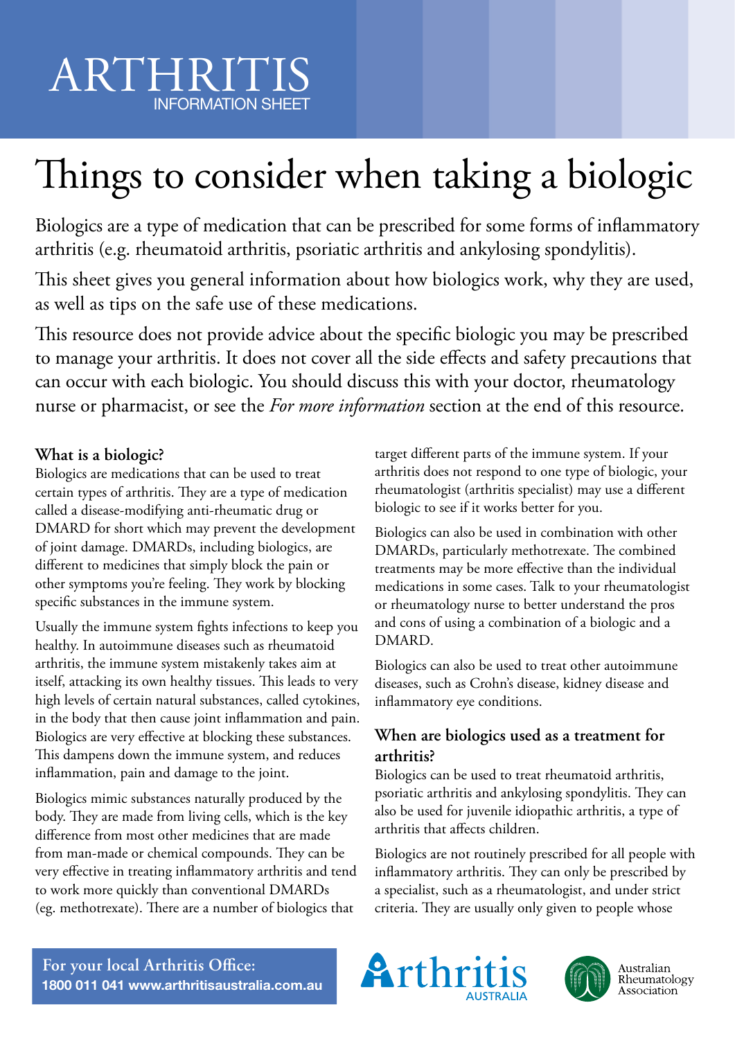# ARTHRITIS
INFORMATION SHEET

# Things to consider when taking a biologic

Biologics are a type of medication that can be prescribed for some forms of inflammatory arthritis (e.g. rheumatoid arthritis, psoriatic arthritis and ankylosing spondylitis).

This sheet gives you general information about how biologics work, why they are used, as well as tips on the safe use of these medications.

This resource does not provide advice about the specific biologic you may be prescribed to manage your arthritis. It does not cover all the side effects and safety precautions that can occur with each biologic. You should discuss this with your doctor, rheumatology nurse or pharmacist, or see the *For more information* section at the end of this resource.

### What is a biologic?

Biologics are medications that can be used to treat certain types of arthritis. They are a type of medication called a disease-modifying anti-rheumatic drug or DMARD for short which may prevent the development of joint damage. DMARDs, including biologics, are different to medicines that simply block the pain or other symptoms you're feeling. They work by blocking specific substances in the immune system.

Usually the immune system fights infections to keep you healthy. In autoimmune diseases such as rheumatoid arthritis, the immune system mistakenly takes aim at itself, attacking its own healthy tissues. This leads to very high levels of certain natural substances, called cytokines, in the body that then cause joint inflammation and pain. Biologics are very effective at blocking these substances. This dampens down the immune system, and reduces inflammation, pain and damage to the joint.

Biologics mimic substances naturally produced by the body. They are made from living cells, which is the key difference from most other medicines that are made from man-made or chemical compounds. They can be very effective in treating inflammatory arthritis and tend to work more quickly than conventional DMARDs (eg. methotrexate). There are a number of biologics that target different parts of the immune system. If your arthritis does not respond to one type of biologic, your rheumatologist (arthritis specialist) may use a different biologic to see if it works better for you.

Biologics can also be used in combination with other DMARDs, particularly methotrexate. The combined treatments may be more effective than the individual medications in some cases. Talk to your rheumatologist or rheumatology nurse to better understand the pros and cons of using a combination of a biologic and a DMARD.

Biologics can also be used to treat other autoimmune diseases, such as Crohn's disease, kidney disease and inflammatory eye conditions.

### When are biologics used as a treatment for arthritis?

Biologics can be used to treat rheumatoid arthritis, psoriatic arthritis and ankylosing spondylitis. They can also be used for juvenile idiopathic arthritis, a type of arthritis that affects children.

Biologics are not routinely prescribed for all people with inflammatory arthritis. They can only be prescribed by a specialist, such as a rheumatologist, and under strict criteria. They are usually only given to people whose

**For your local Arthritis Office:**
**1800 011 041 www.arthritisaustralia.com.au**

Arthritis AUSTRALIA

Australian Rheumatology Association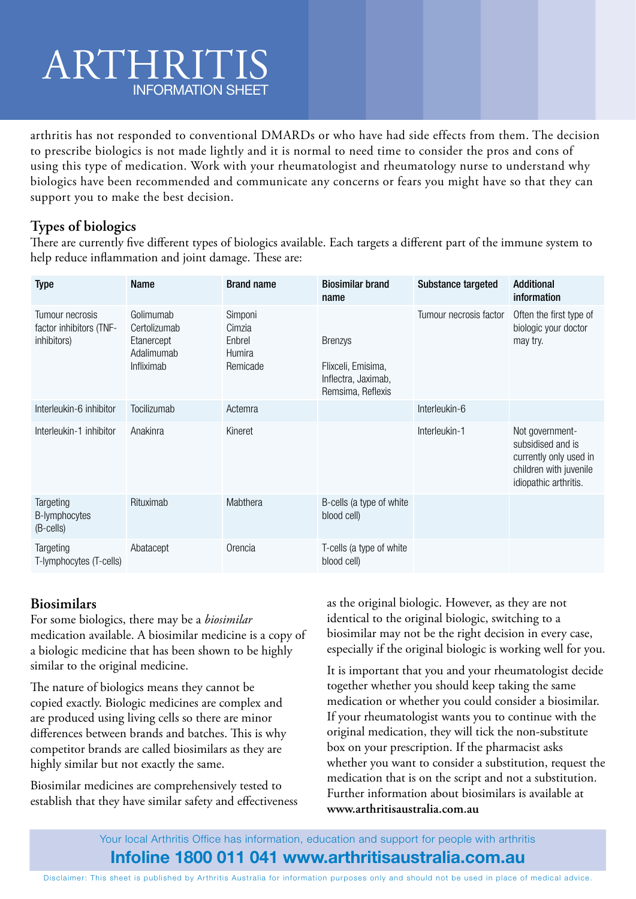arthritis has not responded to conventional DMARDs or who have had side effects from them. The decision to prescribe biologics is not made lightly and it is normal to need time to consider the pros and cons of using this type of medication. Work with your rheumatologist and rheumatology nurse to understand why biologics have been recommended and communicate any concerns or fears you might have so that they can support you to make the best decision.

## Types of biologics

There are currently five different types of biologics available. Each targets a different part of the immune system to help reduce inflammation and joint damage. These are:

| Type | Name | Brand name | Biosimilar brand name | Substance targeted | Additional information |
|---|---|---|---|---|---|
| Tumour necrosis factor inhibitors (TNF-inhibitors) | Golimumab<br>Certolizumab<br>Etanercept<br>Adalimumab<br>Infliximab | Simponi<br>Cimzia<br>Enbrel<br>Humira<br>Remicade | Brenzys<br><br>Flixceli, Emisima, Inflectra, Jaximab, Remsima, Reflexis | Tumour necrosis factor | Often the first type of biologic your doctor may try. |
| Interleukin-6 inhibitor | Tocilizumab | Actemra | | Interleukin-6 | |
| Interleukin-1 inhibitor | Anakinra | Kineret | | Interleukin-1 | Not government-subsidised and is currently only used in children with juvenile idiopathic arthritis. |
| Targeting B-lymphocytes (B-cells) | Rituximab | Mabthera | B-cells (a type of white blood cell) | | |
| Targeting T-lymphocytes (T-cells) | Abatacept | Orencia | T-cells (a type of white blood cell) | | |

## Biosimilars

For some biologics, there may be a *biosimilar* medication available. A biosimilar medicine is a copy of a biologic medicine that has been shown to be highly similar to the original medicine.

The nature of biologics means they cannot be copied exactly. Biologic medicines are complex and are produced using living cells so there are minor differences between brands and batches. This is why competitor brands are called biosimilars as they are highly similar but not exactly the same.

Biosimilar medicines are comprehensively tested to establish that they have similar safety and effectiveness as the original biologic. However, as they are not identical to the original biologic, switching to a biosimilar may not be the right decision in every case, especially if the original biologic is working well for you.

It is important that you and your rheumatologist decide together whether you should keep taking the same medication or whether you could consider a biosimilar. If your rheumatologist wants you to continue with the original medication, they will tick the non-substitute box on your prescription. If the pharmacist asks whether you want to consider a substitution, request the medication that is on the script and not a substitution. Further information about biosimilars is available at **www.arthritisaustralia.com.au**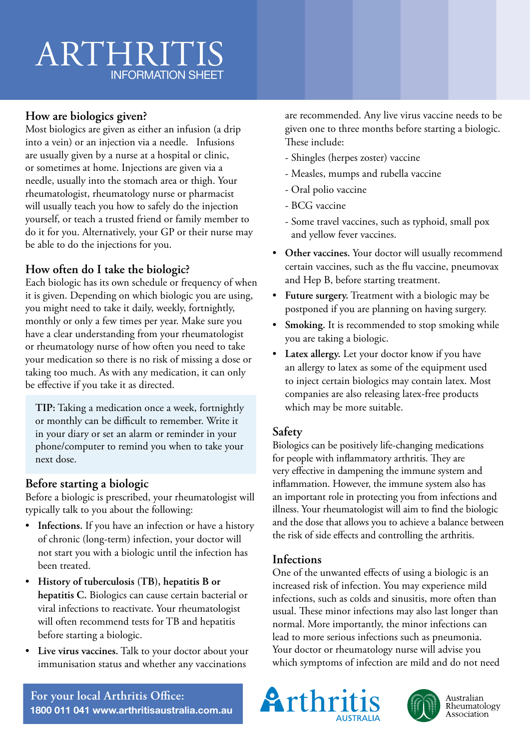## How are biologics given?

Most biologics are given as either an infusion (a drip into a vein) or an injection via a needle. Infusions are usually given by a nurse at a hospital or clinic, or sometimes at home. Injections are given via a needle, usually into the stomach area or thigh. Your rheumatologist, rheumatology nurse or pharmacist will usually teach you how to safely do the injection yourself, or teach a trusted friend or family member to do it for you. Alternatively, your GP or their nurse may be able to do the injections for you.

## How often do I take the biologic?

Each biologic has its own schedule or frequency of when it is given. Depending on which biologic you are using, you might need to take it daily, weekly, fortnightly, monthly or only a few times per year. Make sure you have a clear understanding from your rheumatologist or rheumatology nurse of how often you need to take your medication so there is no risk of missing a dose or taking too much. As with any medication, it can only be effective if you take it as directed.

**TIP:** Taking a medication once a week, fortnightly or monthly can be difficult to remember. Write it in your diary or set an alarm or reminder in your phone/computer to remind you when to take your next dose.

## Before starting a biologic

Before a biologic is prescribed, your rheumatologist will typically talk to you about the following:

- **Infections.** If you have an infection or have a history of chronic (long-term) infection, your doctor will not start you with a biologic until the infection has been treated.
- **History of tuberculosis (TB), hepatitis B or hepatitis C.** Biologics can cause certain bacterial or viral infections to reactivate. Your rheumatologist will often recommend tests for TB and hepatitis before starting a biologic.
- **Live virus vaccines.** Talk to your doctor about your immunisation status and whether any vaccinations are recommended. Any live virus vaccine needs to be given one to three months before starting a biologic. These include:
  - Shingles (herpes zoster) vaccine
  - Measles, mumps and rubella vaccine
  - Oral polio vaccine
  - BCG vaccine
  - Some travel vaccines, such as typhoid, small pox and yellow fever vaccines.
- **Other vaccines.** Your doctor will usually recommend certain vaccines, such as the flu vaccine, pneumovax and Hep B, before starting treatment.
- **Future surgery.** Treatment with a biologic may be postponed if you are planning on having surgery.
- **Smoking.** It is recommended to stop smoking while you are taking a biologic.
- **Latex allergy.** Let your doctor know if you have an allergy to latex as some of the equipment used to inject certain biologics may contain latex. Most companies are also releasing latex-free products which may be more suitable.

## Safety

Biologics can be positively life-changing medications for people with inflammatory arthritis. They are very effective in dampening the immune system and inflammation. However, the immune system also has an important role in protecting you from infections and illness. Your rheumatologist will aim to find the biologic and the dose that allows you to achieve a balance between the risk of side effects and controlling the arthritis.

## Infections

One of the unwanted effects of using a biologic is an increased risk of infection. You may experience mild infections, such as colds and sinusitis, more often than usual. These minor infections may also last longer than normal. More importantly, the minor infections can lead to more serious infections such as pneumonia. Your doctor or rheumatology nurse will advise you which symptoms of infection are mild and do not need

For your local Arthritis Office:
**1800 011 041 www.arthritisaustralia.com.au**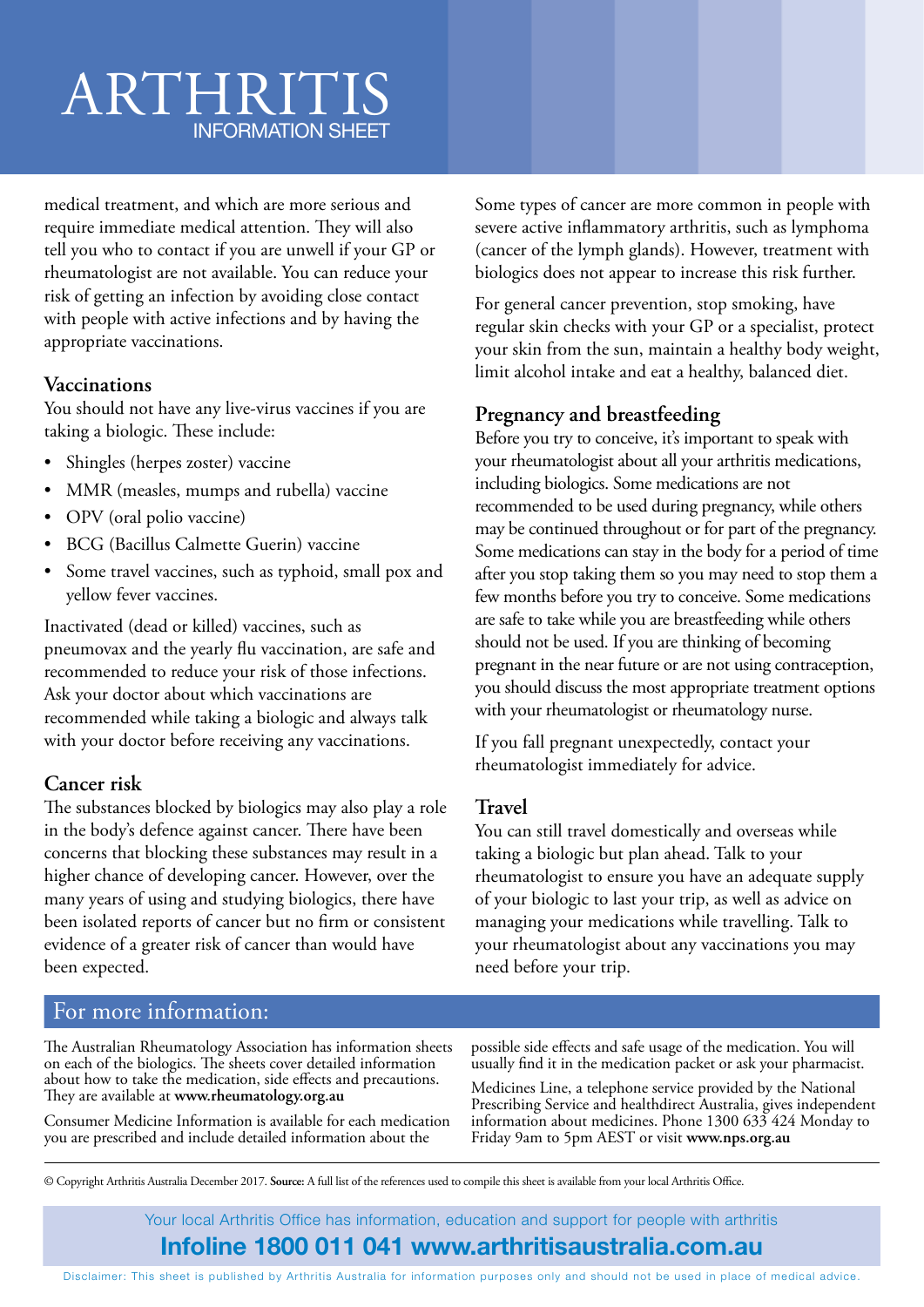medical treatment, and which are more serious and require immediate medical attention. They will also tell you who to contact if you are unwell if your GP or rheumatologist are not available. You can reduce your risk of getting an infection by avoiding close contact with people with active infections and by having the appropriate vaccinations.

### Vaccinations

You should not have any live-virus vaccines if you are taking a biologic. These include:

- Shingles (herpes zoster) vaccine
- MMR (measles, mumps and rubella) vaccine
- OPV (oral polio vaccine)
- BCG (Bacillus Calmette Guerin) vaccine
- Some travel vaccines, such as typhoid, small pox and yellow fever vaccines.

Inactivated (dead or killed) vaccines, such as pneumovax and the yearly flu vaccination, are safe and recommended to reduce your risk of those infections. Ask your doctor about which vaccinations are recommended while taking a biologic and always talk with your doctor before receiving any vaccinations.

### Cancer risk

The substances blocked by biologics may also play a role in the body's defence against cancer. There have been concerns that blocking these substances may result in a higher chance of developing cancer. However, over the many years of using and studying biologics, there have been isolated reports of cancer but no firm or consistent evidence of a greater risk of cancer than would have been expected.

Some types of cancer are more common in people with severe active inflammatory arthritis, such as lymphoma (cancer of the lymph glands). However, treatment with biologics does not appear to increase this risk further.

For general cancer prevention, stop smoking, have regular skin checks with your GP or a specialist, protect your skin from the sun, maintain a healthy body weight, limit alcohol intake and eat a healthy, balanced diet.

### Pregnancy and breastfeeding

Before you try to conceive, it's important to speak with your rheumatologist about all your arthritis medications, including biologics. Some medications are not recommended to be used during pregnancy, while others may be continued throughout or for part of the pregnancy. Some medications can stay in the body for a period of time after you stop taking them so you may need to stop them a few months before you try to conceive. Some medications are safe to take while you are breastfeeding while others should not be used. If you are thinking of becoming pregnant in the near future or are not using contraception, you should discuss the most appropriate treatment options with your rheumatologist or rheumatology nurse.

If you fall pregnant unexpectedly, contact your rheumatologist immediately for advice.

### Travel

You can still travel domestically and overseas while taking a biologic but plan ahead. Talk to your rheumatologist to ensure you have an adequate supply of your biologic to last your trip, as well as advice on managing your medications while travelling. Talk to your rheumatologist about any vaccinations you may need before your trip.

## For more information:

The Australian Rheumatology Association has information sheets on each of the biologics. The sheets cover detailed information about how to take the medication, side effects and precautions. They are available at **www.rheumatology.org.au**

Consumer Medicine Information is available for each medication you are prescribed and include detailed information about the possible side effects and safe usage of the medication. You will usually find it in the medication packet or ask your pharmacist.

Medicines Line, a telephone service provided by the National Prescribing Service and healthdirect Australia, gives independent information about medicines. Phone 1300 633 424 Monday to Friday 9am to 5pm AEST or visit **www.nps.org.au**

© Copyright Arthritis Australia December 2017. **Source:** A full list of the references used to compile this sheet is available from your local Arthritis Office.

Your local Arthritis Office has information, education and support for people with arthritis

**Infoline 1800 011 041 www.arthritisaustralia.com.au**

Disclaimer: This sheet is published by Arthritis Australia for information purposes only and should not be used in place of medical advice.